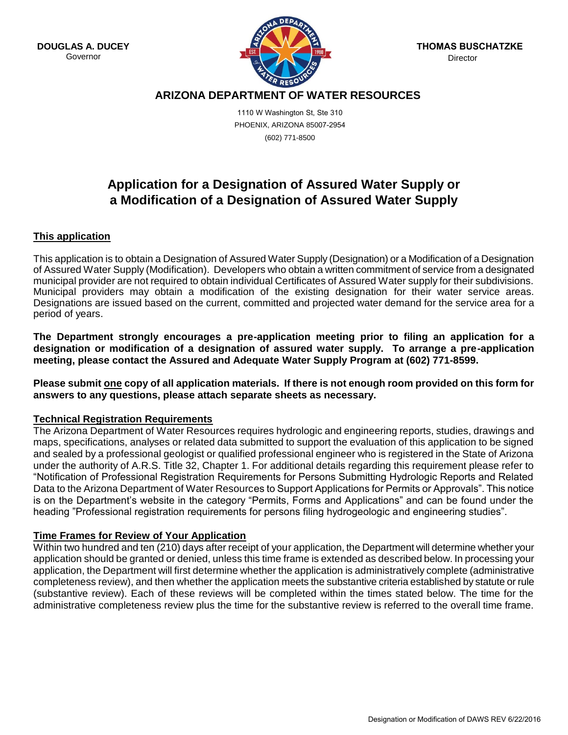**DOUGLAS A. DUCEY**
Governor

**THOMAS BUSCHATZKE**
Director

**ARIZONA DEPARTMENT OF WATER RESOURCES**

1110 W Washington St, Ste 310
PHOENIX, ARIZONA 85007-2954
(602) 771-8500

# Application for a Designation of Assured Water Supply or a Modification of a Designation of Assured Water Supply

## This application

This application is to obtain a Designation of Assured Water Supply (Designation) or a Modification of a Designation of Assured Water Supply (Modification). Developers who obtain a written commitment of service from a designated municipal provider are not required to obtain individual Certificates of Assured Water supply for their subdivisions. Municipal providers may obtain a modification of the existing designation for their water service areas. Designations are issued based on the current, committed and projected water demand for the service area for a period of years.

**The Department strongly encourages a pre-application meeting prior to filing an application for a designation or modification of a designation of assured water supply. To arrange a pre-application meeting, please contact the Assured and Adequate Water Supply Program at (602) 771-8599.**

**Please submit one copy of all application materials. If there is not enough room provided on this form for answers to any questions, please attach separate sheets as necessary.**

## Technical Registration Requirements

The Arizona Department of Water Resources requires hydrologic and engineering reports, studies, drawings and maps, specifications, analyses or related data submitted to support the evaluation of this application to be signed and sealed by a professional geologist or qualified professional engineer who is registered in the State of Arizona under the authority of A.R.S. Title 32, Chapter 1. For additional details regarding this requirement please refer to "Notification of Professional Registration Requirements for Persons Submitting Hydrologic Reports and Related Data to the Arizona Department of Water Resources to Support Applications for Permits or Approvals". This notice is on the Department's website in the category "Permits, Forms and Applications" and can be found under the heading "Professional registration requirements for persons filing hydrogeologic and engineering studies".

## Time Frames for Review of Your Application

Within two hundred and ten (210) days after receipt of your application, the Department will determine whether your application should be granted or denied, unless this time frame is extended as described below. In processing your application, the Department will first determine whether the application is administratively complete (administrative completeness review), and then whether the application meets the substantive criteria established by statute or rule (substantive review). Each of these reviews will be completed within the times stated below. The time for the administrative completeness review plus the time for the substantive review is referred to the overall time frame.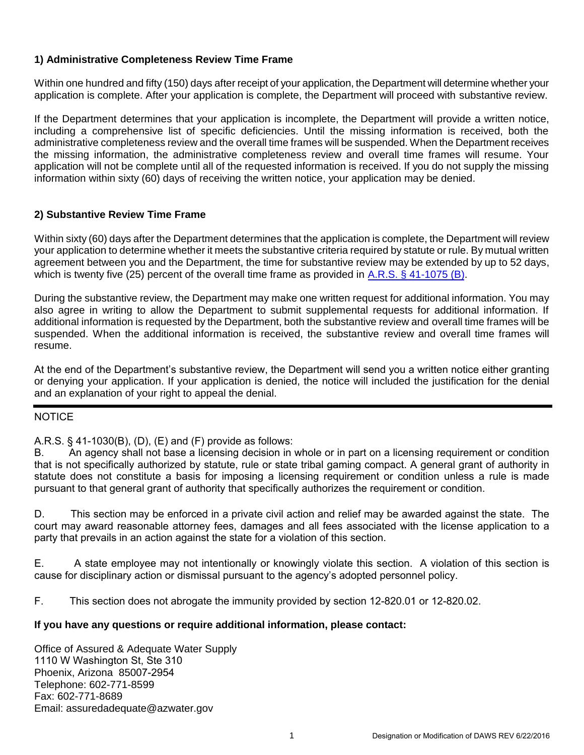### 1) Administrative Completeness Review Time Frame

Within one hundred and fifty (150) days after receipt of your application, the Department will determine whether your application is complete. After your application is complete, the Department will proceed with substantive review.

If the Department determines that your application is incomplete, the Department will provide a written notice, including a comprehensive list of specific deficiencies. Until the missing information is received, both the administrative completeness review and the overall time frames will be suspended. When the Department receives the missing information, the administrative completeness review and overall time frames will resume. Your application will not be complete until all of the requested information is received. If you do not supply the missing information within sixty (60) days of receiving the written notice, your application may be denied.

### 2) Substantive Review Time Frame

Within sixty (60) days after the Department determines that the application is complete, the Department will review your application to determine whether it meets the substantive criteria required by statute or rule. By mutual written agreement between you and the Department, the time for substantive review may be extended by up to 52 days, which is twenty five (25) percent of the overall time frame as provided in A.R.S. § 41-1075 (B).

During the substantive review, the Department may make one written request for additional information. You may also agree in writing to allow the Department to submit supplemental requests for additional information. If additional information is requested by the Department, both the substantive review and overall time frames will be suspended. When the additional information is received, the substantive review and overall time frames will resume.

At the end of the Department's substantive review, the Department will send you a written notice either granting or denying your application. If your application is denied, the notice will included the justification for the denial and an explanation of your right to appeal the denial.

---

NOTICE

A.R.S. § 41-1030(B), (D), (E) and (F) provide as follows:

B. An agency shall not base a licensing decision in whole or in part on a licensing requirement or condition that is not specifically authorized by statute, rule or state tribal gaming compact. A general grant of authority in statute does not constitute a basis for imposing a licensing requirement or condition unless a rule is made pursuant to that general grant of authority that specifically authorizes the requirement or condition.

D. This section may be enforced in a private civil action and relief may be awarded against the state. The court may award reasonable attorney fees, damages and all fees associated with the license application to a party that prevails in an action against the state for a violation of this section.

E. A state employee may not intentionally or knowingly violate this section. A violation of this section is cause for disciplinary action or dismissal pursuant to the agency's adopted personnel policy.

F. This section does not abrogate the immunity provided by section 12-820.01 or 12-820.02.

**If you have any questions or require additional information, please contact:**

Office of Assured & Adequate Water Supply
1110 W Washington St, Ste 310
Phoenix, Arizona 85007-2954
Telephone: 602-771-8599
Fax: 602-771-8689
Email: assuredadequate@azwater.gov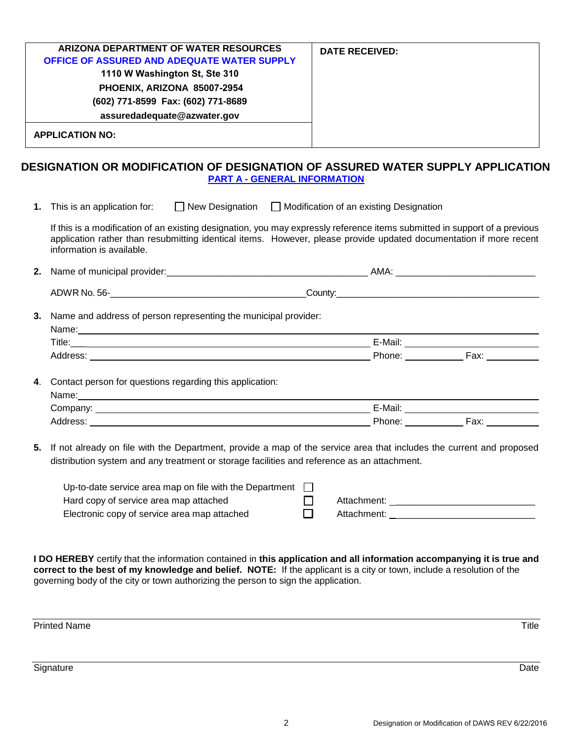| ARIZONA DEPARTMENT OF WATER RESOURCES<br>OFFICE OF ASSURED AND ADEQUATE WATER SUPPLY<br>1110 W Washington St, Ste 310<br>PHOENIX, ARIZONA 85007-2954<br>(602) 771-8599 Fax: (602) 771-8689<br>assuredadequate@azwater.gov | **DATE RECEIVED:** |
|---|---|
| **APPLICATION NO:** | |

# DESIGNATION OR MODIFICATION OF DESIGNATION OF ASSURED WATER SUPPLY APPLICATION

## PART A - GENERAL INFORMATION

**1.** This is an application for: ☐ New Designation ☐ Modification of an existing Designation

If this is a modification of an existing designation, you may expressly reference items submitted in support of a previous application rather than resubmitting identical items. However, please provide updated documentation if more recent information is available.

**2.** Name of municipal provider:_______________________________________ AMA: __________________________

ADWR No. 56-_____________________________________County:_______________________________________

**3.** Name and address of person representing the municipal provider:

Name: ______________________________________________________________________

Title: ___________________________________________ E-Mail: ____________________

Address: ________________________________________ Phone: __________ Fax: __________

**4.** Contact person for questions regarding this application:

Name: ______________________________________________________________________

Company: ________________________________________ E-Mail: ____________________

Address: ________________________________________ Phone: __________ Fax: __________

**5.** If not already on file with the Department, provide a map of the service area that includes the current and proposed distribution system and any treatment or storage facilities and reference as an attachment.

Up-to-date service area map on file with the Department ☐

Hard copy of service area map attached ☐ Attachment: ___________________________

Electronic copy of service area map attached ☐ Attachment: ___________________________

**I DO HEREBY** certify that the information contained in **this application and all information accompanying it is true and correct to the best of my knowledge and belief. NOTE:** If the applicant is a city or town, include a resolution of the governing body of the city or town authorizing the person to sign the application.

_______________________________________________________________

Printed Name Title

_______________________________________________________________

Signature Date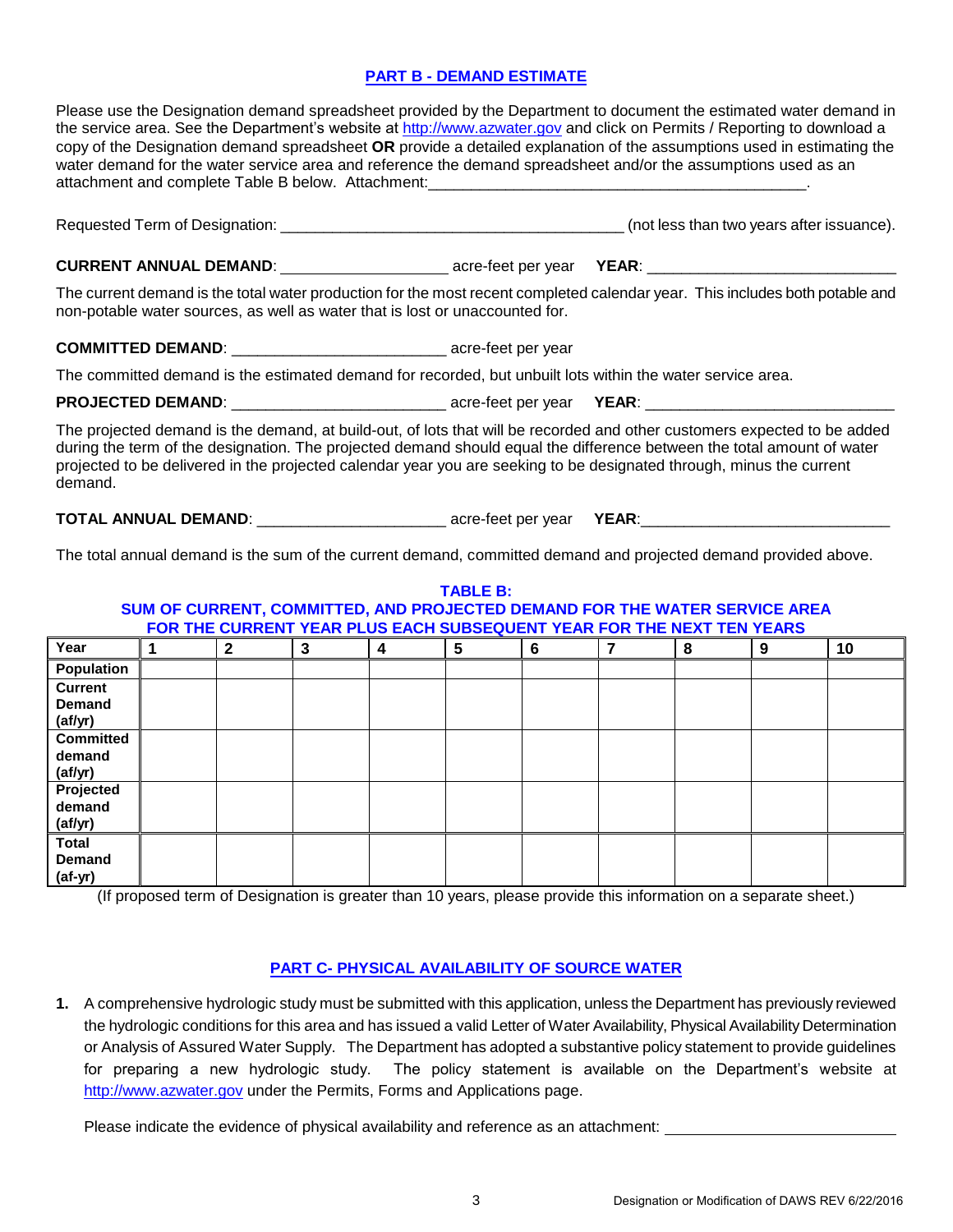## PART B - DEMAND ESTIMATE

Please use the Designation demand spreadsheet provided by the Department to document the estimated water demand in the service area. See the Department's website at http://www.azwater.gov and click on Permits / Reporting to download a copy of the Designation demand spreadsheet **OR** provide a detailed explanation of the assumptions used in estimating the water demand for the water service area and reference the demand spreadsheet and/or the assumptions used as an attachment and complete Table B below. Attachment:_____________________________________________.

Requested Term of Designation: ________________________________________ (not less than two years after issuance).

**CURRENT ANNUAL DEMAND**: __________________ acre-feet per year **YEAR**: ___________________________

The current demand is the total water production for the most recent completed calendar year. This includes both potable and non-potable water sources, as well as water that is lost or unaccounted for.

**COMMITTED DEMAND**: _______________________ acre-feet per year

The committed demand is the estimated demand for recorded, but unbuilt lots within the water service area.

**PROJECTED DEMAND**: _______________________ acre-feet per year **YEAR**: ___________________________

The projected demand is the demand, at build-out, of lots that will be recorded and other customers expected to be added during the term of the designation. The projected demand should equal the difference between the total amount of water projected to be delivered in the projected calendar year you are seeking to be designated through, minus the current demand.

**TOTAL ANNUAL DEMAND**: ____________________ acre-feet per year **YEAR**:___________________________

The total annual demand is the sum of the current demand, committed demand and projected demand provided above.

**TABLE B:**
**SUM OF CURRENT, COMMITTED, AND PROJECTED DEMAND FOR THE WATER SERVICE AREA FOR THE CURRENT YEAR PLUS EACH SUBSEQUENT YEAR FOR THE NEXT TEN YEARS**

| Year | 1 | 2 | 3 | 4 | 5 | 6 | 7 | 8 | 9 | 10 |
|---|---|---|---|---|---|---|---|---|---|---|
| Population | | | | | | | | | | |
| Current Demand (af/yr) | | | | | | | | | | |
| Committed demand (af/yr) | | | | | | | | | | |
| Projected demand (af/yr) | | | | | | | | | | |
| Total Demand (af-yr) | | | | | | | | | | |

(If proposed term of Designation is greater than 10 years, please provide this information on a separate sheet.)

## PART C- PHYSICAL AVAILABILITY OF SOURCE WATER

1. A comprehensive hydrologic study must be submitted with this application, unless the Department has previously reviewed the hydrologic conditions for this area and has issued a valid Letter of Water Availability, Physical Availability Determination or Analysis of Assured Water Supply. The Department has adopted a substantive policy statement to provide guidelines for preparing a new hydrologic study. The policy statement is available on the Department's website at http://www.azwater.gov under the Permits, Forms and Applications page.

   Please indicate the evidence of physical availability and reference as an attachment: ___________________________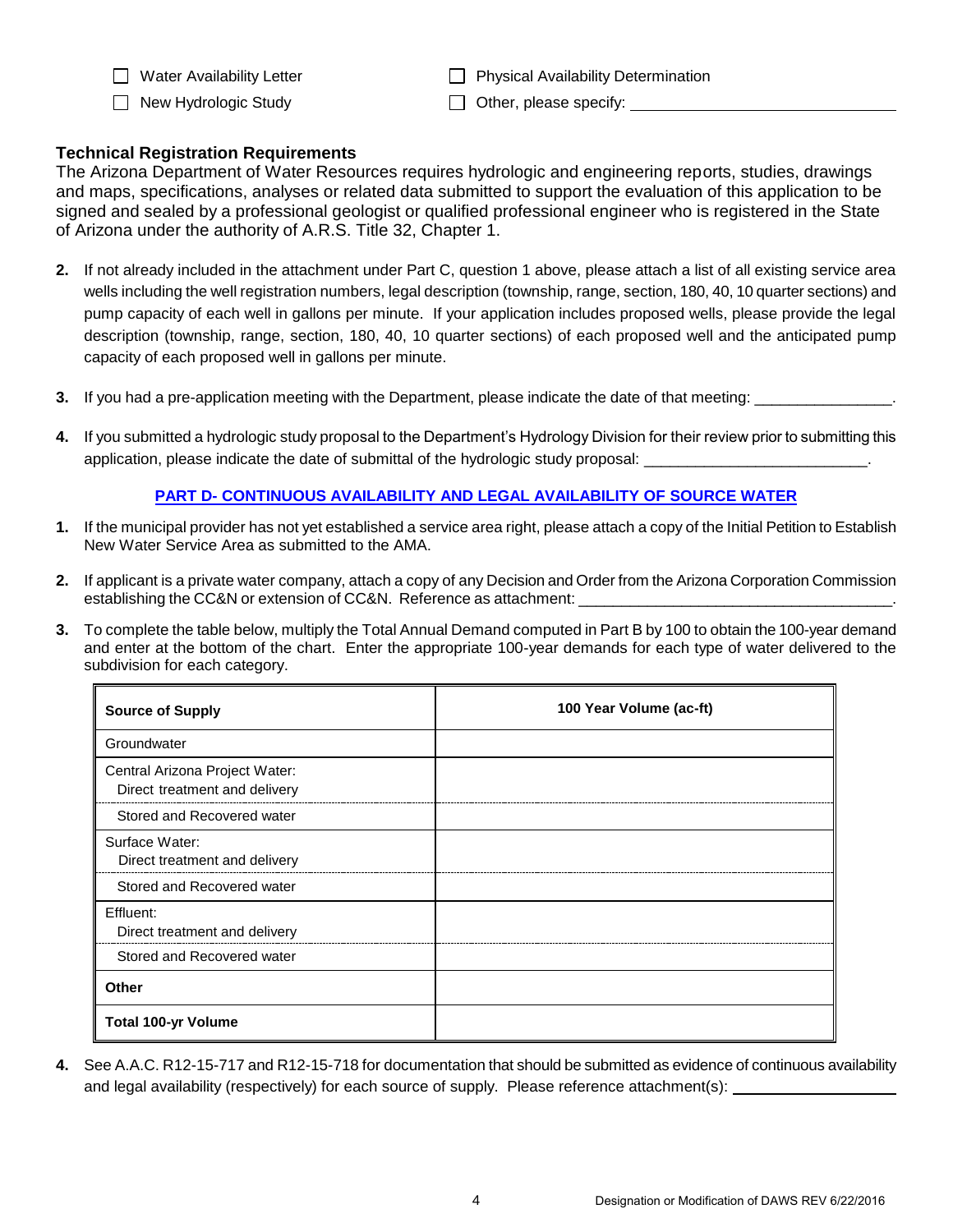- [ ] Water Availability Letter
- [ ] New Hydrologic Study
- [ ] Physical Availability Determination
- [ ] Other, please specify: ______________________________

**Technical Registration Requirements**
The Arizona Department of Water Resources requires hydrologic and engineering reports, studies, drawings and maps, specifications, analyses or related data submitted to support the evaluation of this application to be signed and sealed by a professional geologist or qualified professional engineer who is registered in the State of Arizona under the authority of A.R.S. Title 32, Chapter 1.

**2.** If not already included in the attachment under Part C, question 1 above, please attach a list of all existing service area wells including the well registration numbers, legal description (township, range, section, 180, 40, 10 quarter sections) and pump capacity of each well in gallons per minute. If your application includes proposed wells, please provide the legal description (township, range, section, 180, 40, 10 quarter sections) of each proposed well and the anticipated pump capacity of each proposed well in gallons per minute.

**3.** If you had a pre-application meeting with the Department, please indicate the date of that meeting: ________________.

**4.** If you submitted a hydrologic study proposal to the Department's Hydrology Division for their review prior to submitting this application, please indicate the date of submittal of the hydrologic study proposal: __________________________.

## PART D- CONTINUOUS AVAILABILITY AND LEGAL AVAILABILITY OF SOURCE WATER

**1.** If the municipal provider has not yet established a service area right, please attach a copy of the Initial Petition to Establish New Water Service Area as submitted to the AMA.

**2.** If applicant is a private water company, attach a copy of any Decision and Order from the Arizona Corporation Commission establishing the CC&N or extension of CC&N. Reference as attachment: ____________________________________.

**3.** To complete the table below, multiply the Total Annual Demand computed in Part B by 100 to obtain the 100-year demand and enter at the bottom of the chart. Enter the appropriate 100-year demands for each type of water delivered to the subdivision for each category.

| **Source of Supply** | **100 Year Volume (ac-ft)** |
|---|---|
| Groundwater | |
| Central Arizona Project Water: Direct treatment and delivery | |
| Stored and Recovered water | |
| Surface Water: Direct treatment and delivery | |
| Stored and Recovered water | |
| Effluent: Direct treatment and delivery | |
| Stored and Recovered water | |
| **Other** | |
| **Total 100-yr Volume** | |

**4.** See A.A.C. R12-15-717 and R12-15-718 for documentation that should be submitted as evidence of continuous availability and legal availability (respectively) for each source of supply. Please reference attachment(s): ____________________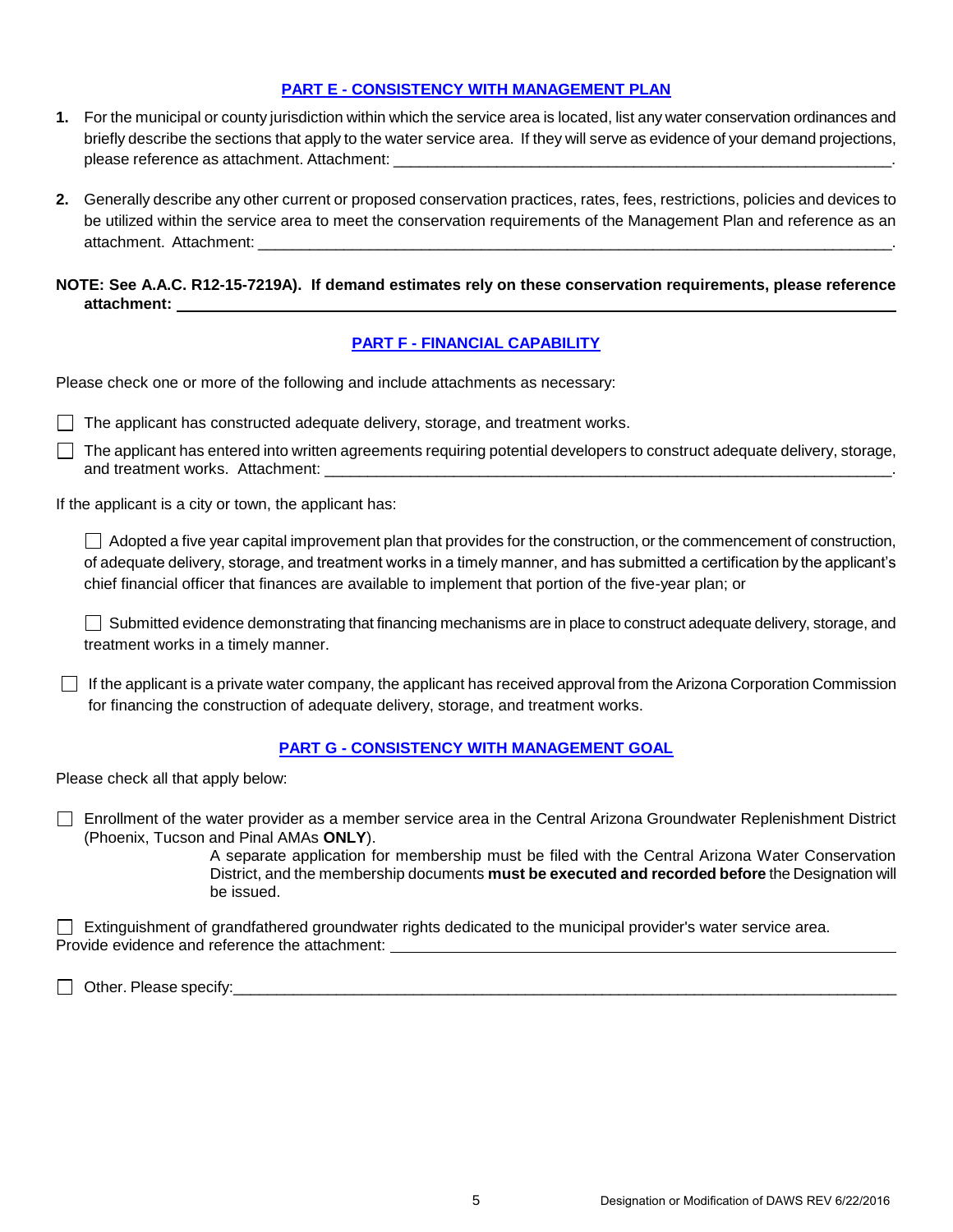## PART E - CONSISTENCY WITH MANAGEMENT PLAN

1. For the municipal or county jurisdiction within which the service area is located, list any water conservation ordinances and briefly describe the sections that apply to the water service area. If they will serve as evidence of your demand projections, please reference as attachment. Attachment: ______________________________________________________________.

2. Generally describe any other current or proposed conservation practices, rates, fees, restrictions, policies and devices to be utilized within the service area to meet the conservation requirements of the Management Plan and reference as an attachment. Attachment: ______________________________________________________________.

**NOTE: See A.A.C. R12-15-7219A). If demand estimates rely on these conservation requirements, please reference attachment:** ______________________________________________________________

## PART F - FINANCIAL CAPABILITY

Please check one or more of the following and include attachments as necessary:

☐ The applicant has constructed adequate delivery, storage, and treatment works.

☐ The applicant has entered into written agreements requiring potential developers to construct adequate delivery, storage, and treatment works. Attachment: ______________________________________________________________.

If the applicant is a city or town, the applicant has:

☐ Adopted a five year capital improvement plan that provides for the construction, or the commencement of construction, of adequate delivery, storage, and treatment works in a timely manner, and has submitted a certification by the applicant's chief financial officer that finances are available to implement that portion of the five-year plan; or

☐ Submitted evidence demonstrating that financing mechanisms are in place to construct adequate delivery, storage, and treatment works in a timely manner.

☐ If the applicant is a private water company, the applicant has received approval from the Arizona Corporation Commission for financing the construction of adequate delivery, storage, and treatment works.

## PART G - CONSISTENCY WITH MANAGEMENT GOAL

Please check all that apply below:

☐ Enrollment of the water provider as a member service area in the Central Arizona Groundwater Replenishment District (Phoenix, Tucson and Pinal AMAs **ONLY**).

A separate application for membership must be filed with the Central Arizona Water Conservation District, and the membership documents **must be executed and recorded before** the Designation will be issued.

☐ Extinguishment of grandfathered groundwater rights dedicated to the municipal provider's water service area. Provide evidence and reference the attachment: ______________________________________________________________

☐ Other. Please specify: ______________________________________________________________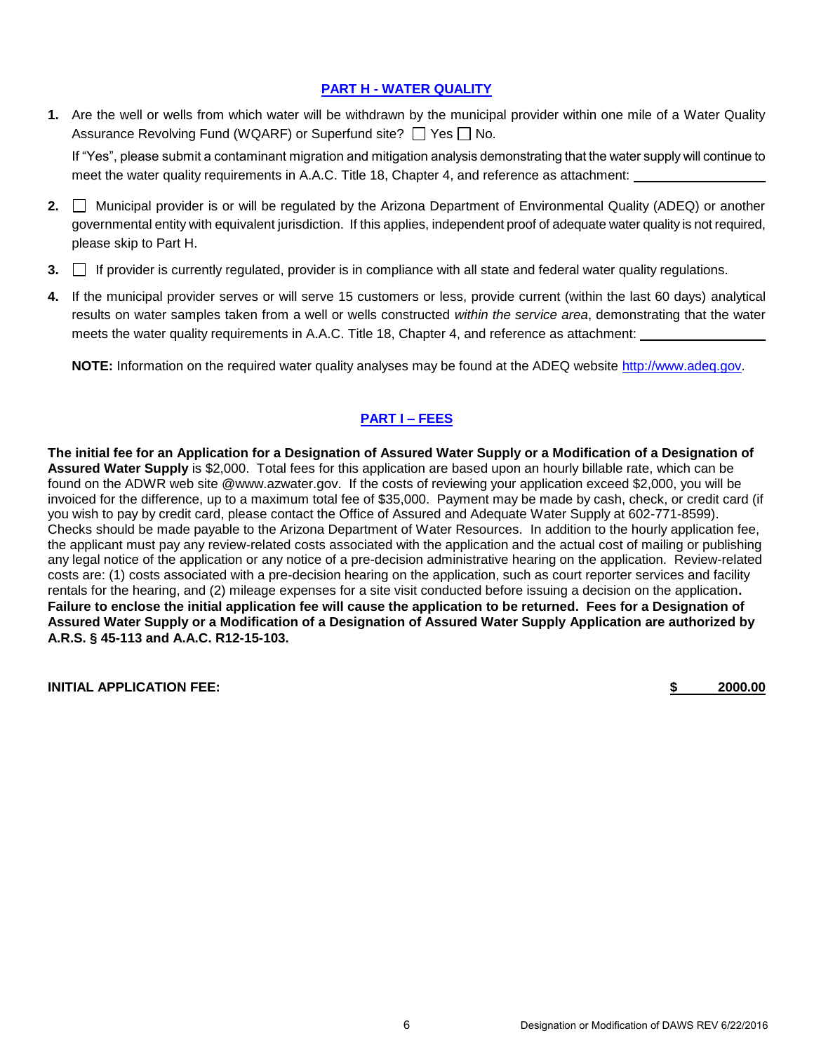## PART H - WATER QUALITY

1. Are the well or wells from which water will be withdrawn by the municipal provider within one mile of a Water Quality Assurance Revolving Fund (WQARF) or Superfund site? ☐ Yes ☐ No.

   If "Yes", please submit a contaminant migration and mitigation analysis demonstrating that the water supply will continue to meet the water quality requirements in A.A.C. Title 18, Chapter 4, and reference as attachment: ________________

2. ☐ Municipal provider is or will be regulated by the Arizona Department of Environmental Quality (ADEQ) or another governmental entity with equivalent jurisdiction. If this applies, independent proof of adequate water quality is not required, please skip to Part H.

3. ☐ If provider is currently regulated, provider is in compliance with all state and federal water quality regulations.

4. If the municipal provider serves or will serve 15 customers or less, provide current (within the last 60 days) analytical results on water samples taken from a well or wells constructed *within the service area*, demonstrating that the water meets the water quality requirements in A.A.C. Title 18, Chapter 4, and reference as attachment: ________________

   **NOTE:** Information on the required water quality analyses may be found at the ADEQ website http://www.adeq.gov.

## PART I – FEES

**The initial fee for an Application for a Designation of Assured Water Supply or a Modification of a Designation of Assured Water Supply** is $2,000. Total fees for this application are based upon an hourly billable rate, which can be found on the ADWR web site @www.azwater.gov. If the costs of reviewing your application exceed $2,000, you will be invoiced for the difference, up to a maximum total fee of $35,000. Payment may be made by cash, check, or credit card (if you wish to pay by credit card, please contact the Office of Assured and Adequate Water Supply at 602-771-8599). Checks should be made payable to the Arizona Department of Water Resources. In addition to the hourly application fee, the applicant must pay any review-related costs associated with the application and the actual cost of mailing or publishing any legal notice of the application or any notice of a pre-decision administrative hearing on the application. Review-related costs are: (1) costs associated with a pre-decision hearing on the application, such as court reporter services and facility rentals for the hearing, and (2) mileage expenses for a site visit conducted before issuing a decision on the application**. Failure to enclose the initial application fee will cause the application to be returned. Fees for a Designation of Assured Water Supply or a Modification of a Designation of Assured Water Supply Application are authorized by A.R.S. § 45-113 and A.A.C. R12-15-103.**

**INITIAL APPLICATION FEE:** **$ 2000.00**